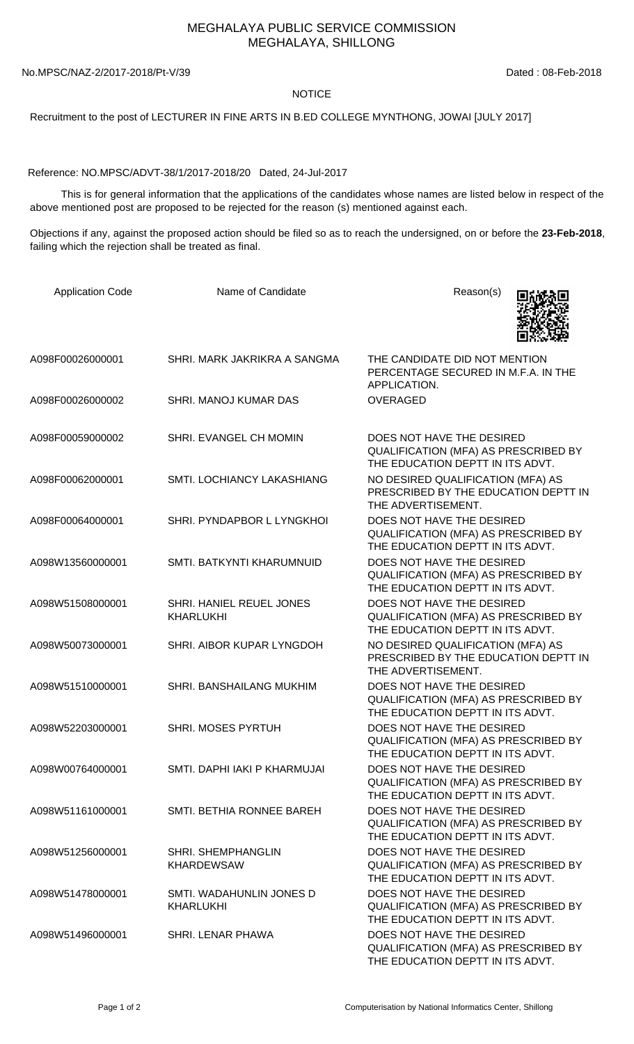# MEGHALAYA PUBLIC SERVICE COMMISSION
## MEGHALAYA, SHILLONG

No.MPSC/NAZ-2/2017-2018/Pt-V/39 Dated : 08-Feb-2018

NOTICE

Recruitment to the post of LECTURER IN FINE ARTS IN B.ED COLLEGE MYNTHONG, JOWAI [JULY 2017]

Reference: NO.MPSC/ADVT-38/1/2017-2018/20 Dated, 24-Jul-2017

This is for general information that the applications of the candidates whose names are listed below in respect of the above mentioned post are proposed to be rejected for the reason (s) mentioned against each.

Objections if any, against the proposed action should be filed so as to reach the undersigned, on or before the **23-Feb-2018**, failing which the rejection shall be treated as final.

| Application Code | Name of Candidate | Reason(s) |
|---|---|---|
| A098F00026000001 | SHRI. MARK JAKRIKRA A SANGMA | THE CANDIDATE DID NOT MENTION PERCENTAGE SECURED IN M.F.A. IN THE APPLICATION. |
| A098F00026000002 | SHRI. MANOJ KUMAR DAS | OVERAGED |
| A098F00059000002 | SHRI. EVANGEL CH MOMIN | DOES NOT HAVE THE DESIRED QUALIFICATION (MFA) AS PRESCRIBED BY THE EDUCATION DEPTT IN ITS ADVT. |
| A098F00062000001 | SMTI. LOCHIANCY LAKASHIANG | NO DESIRED QUALIFICATION (MFA) AS PRESCRIBED BY THE EDUCATION DEPTT IN THE ADVERTISEMENT. |
| A098F00064000001 | SHRI. PYNDAPBOR L LYNGKHOI | DOES NOT HAVE THE DESIRED QUALIFICATION (MFA) AS PRESCRIBED BY THE EDUCATION DEPTT IN ITS ADVT. |
| A098W13560000001 | SMTI. BATKYNTI KHARUMNUID | DOES NOT HAVE THE DESIRED QUALIFICATION (MFA) AS PRESCRIBED BY THE EDUCATION DEPTT IN ITS ADVT. |
| A098W51508000001 | SHRI. HANIEL REUEL JONES KHARLUKHI | DOES NOT HAVE THE DESIRED QUALIFICATION (MFA) AS PRESCRIBED BY THE EDUCATION DEPTT IN ITS ADVT. |
| A098W50073000001 | SHRI. AIBOR KUPAR LYNGDOH | NO DESIRED QUALIFICATION (MFA) AS PRESCRIBED BY THE EDUCATION DEPTT IN THE ADVERTISEMENT. |
| A098W51510000001 | SHRI. BANSHAILANG MUKHIM | DOES NOT HAVE THE DESIRED QUALIFICATION (MFA) AS PRESCRIBED BY THE EDUCATION DEPTT IN ITS ADVT. |
| A098W52203000001 | SHRI. MOSES PYRTUH | DOES NOT HAVE THE DESIRED QUALIFICATION (MFA) AS PRESCRIBED BY THE EDUCATION DEPTT IN ITS ADVT. |
| A098W00764000001 | SMTI. DAPHI IAKI P KHARMUJAI | DOES NOT HAVE THE DESIRED QUALIFICATION (MFA) AS PRESCRIBED BY THE EDUCATION DEPTT IN ITS ADVT. |
| A098W51161000001 | SMTI. BETHIA RONNEE BAREH | DOES NOT HAVE THE DESIRED QUALIFICATION (MFA) AS PRESCRIBED BY THE EDUCATION DEPTT IN ITS ADVT. |
| A098W51256000001 | SHRI. SHEMPHANGLIN KHARDEWSAW | DOES NOT HAVE THE DESIRED QUALIFICATION (MFA) AS PRESCRIBED BY THE EDUCATION DEPTT IN ITS ADVT. |
| A098W51478000001 | SMTI. WADAHUNLIN JONES D KHARLUKHI | DOES NOT HAVE THE DESIRED QUALIFICATION (MFA) AS PRESCRIBED BY THE EDUCATION DEPTT IN ITS ADVT. |
| A098W51496000001 | SHRI. LENAR PHAWA | DOES NOT HAVE THE DESIRED QUALIFICATION (MFA) AS PRESCRIBED BY THE EDUCATION DEPTT IN ITS ADVT. |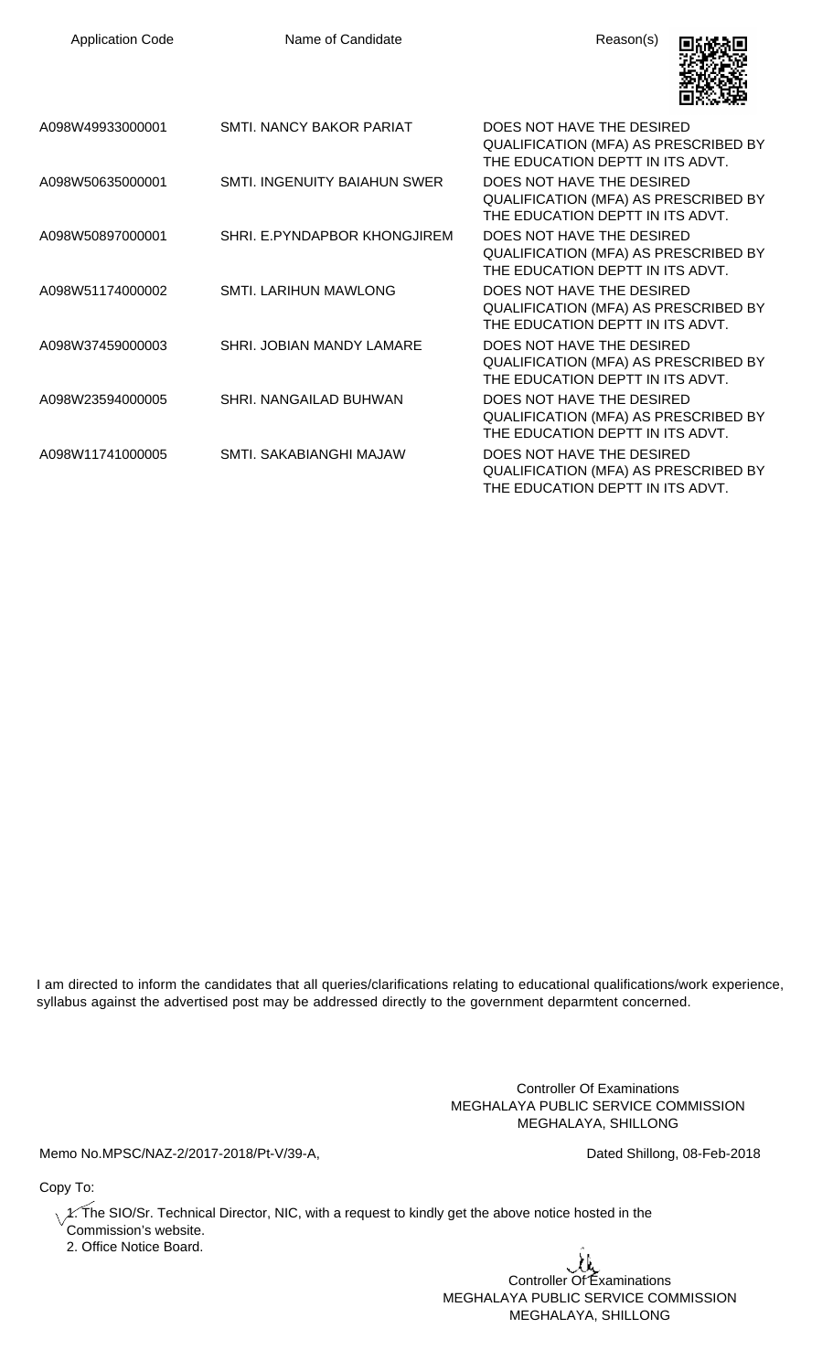| Application Code | Name of Candidate | Reason(s) |
| --- | --- | --- |
| A098W49933000001 | SMTI. NANCY BAKOR PARIAT | DOES NOT HAVE THE DESIRED QUALIFICATION (MFA) AS PRESCRIBED BY THE EDUCATION DEPTT IN ITS ADVT. |
| A098W50635000001 | SMTI. INGENUITY BAIAHUN SWER | DOES NOT HAVE THE DESIRED QUALIFICATION (MFA) AS PRESCRIBED BY THE EDUCATION DEPTT IN ITS ADVT. |
| A098W50897000001 | SHRI. E.PYNDAPBOR KHONGJIREM | DOES NOT HAVE THE DESIRED QUALIFICATION (MFA) AS PRESCRIBED BY THE EDUCATION DEPTT IN ITS ADVT. |
| A098W51174000002 | SMTI. LARIHUN MAWLONG | DOES NOT HAVE THE DESIRED QUALIFICATION (MFA) AS PRESCRIBED BY THE EDUCATION DEPTT IN ITS ADVT. |
| A098W37459000003 | SHRI. JOBIAN MANDY LAMARE | DOES NOT HAVE THE DESIRED QUALIFICATION (MFA) AS PRESCRIBED BY THE EDUCATION DEPTT IN ITS ADVT. |
| A098W23594000005 | SHRI. NANGAILAD BUHWAN | DOES NOT HAVE THE DESIRED QUALIFICATION (MFA) AS PRESCRIBED BY THE EDUCATION DEPTT IN ITS ADVT. |
| A098W11741000005 | SMTI. SAKABIANGHI MAJAW | DOES NOT HAVE THE DESIRED QUALIFICATION (MFA) AS PRESCRIBED BY THE EDUCATION DEPTT IN ITS ADVT. |

I am directed to inform the candidates that all queries/clarifications relating to educational qualifications/work experience, syllabus against the advertised post may be addressed directly to the government deparmtent concerned.

Controller Of Examinations
MEGHALAYA PUBLIC SERVICE COMMISSION
MEGHALAYA, SHILLONG

Memo No.MPSC/NAZ-2/2017-2018/Pt-V/39-A, Dated Shillong, 08-Feb-2018

Copy To:

1. The SIO/Sr. Technical Director, NIC, with a request to kindly get the above notice hosted in the Commission's website.
2. Office Notice Board.

Controller Of Examinations
MEGHALAYA PUBLIC SERVICE COMMISSION
MEGHALAYA, SHILLONG